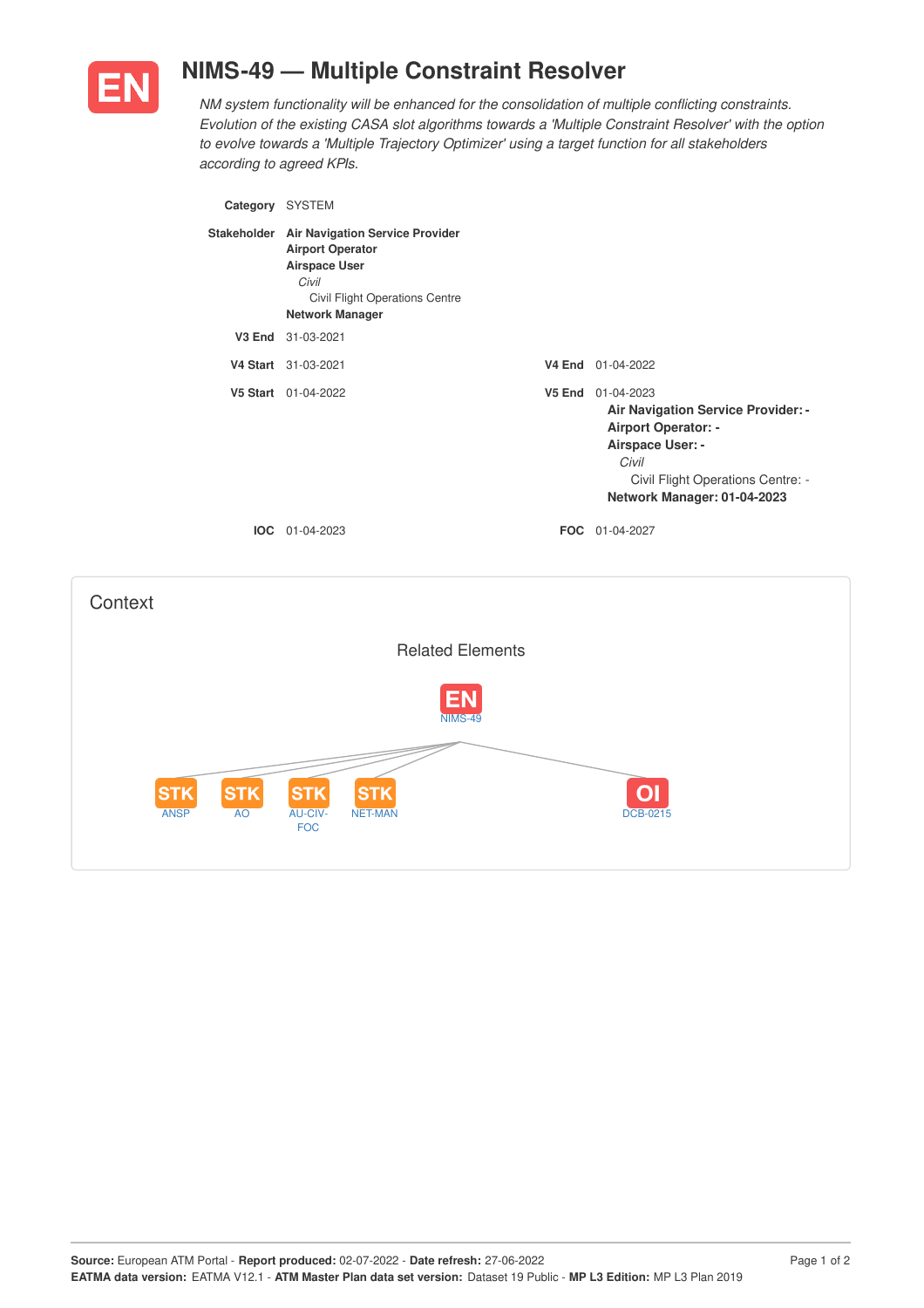# EN NIMS-49 — Multiple Constraint Resolver

*NM system functionality will be enhanced for the consolidation of multiple conflicting constraints. Evolution of the existing CASA slot algorithms towards a 'Multiple Constraint Resolver' with the option to evolve towards a 'Multiple Trajectory Optimizer' using a target function for all stakeholders according to agreed KPIs.*

**Category** SYSTEM

**Stakeholder**
- **Air Navigation Service Provider**
- **Airport Operator**
- **Airspace User**
  - *Civil*
    - Civil Flight Operations Centre
- **Network Manager**

**V3 End** 31-03-2021

**V4 Start** 31-03-2021 **V4 End** 01-04-2022

**V5 Start** 01-04-2022 **V5 End** 01-04-2023

- **Air Navigation Service Provider: -**
- **Airport Operator: -**
- **Airspace User: -**
  - *Civil*
    - Civil Flight Operations Centre: -
- **Network Manager: 01-04-2023**

**IOC** 01-04-2023 **FOC** 01-04-2027

## Context

### Related Elements

EN NIMS-49

- STK ANSP
- STK AO
- STK AU-CIV-FOC
- STK NET-MAN
- OI DCB-0215

**Source:** European ATM Portal - **Report produced:** 02-07-2022 - **Date refresh:** 27-06-2022
**EATMA data version:** EATMA V12.1 - **ATM Master Plan data set version:** Dataset 19 Public - **MP L3 Edition:** MP L3 Plan 2019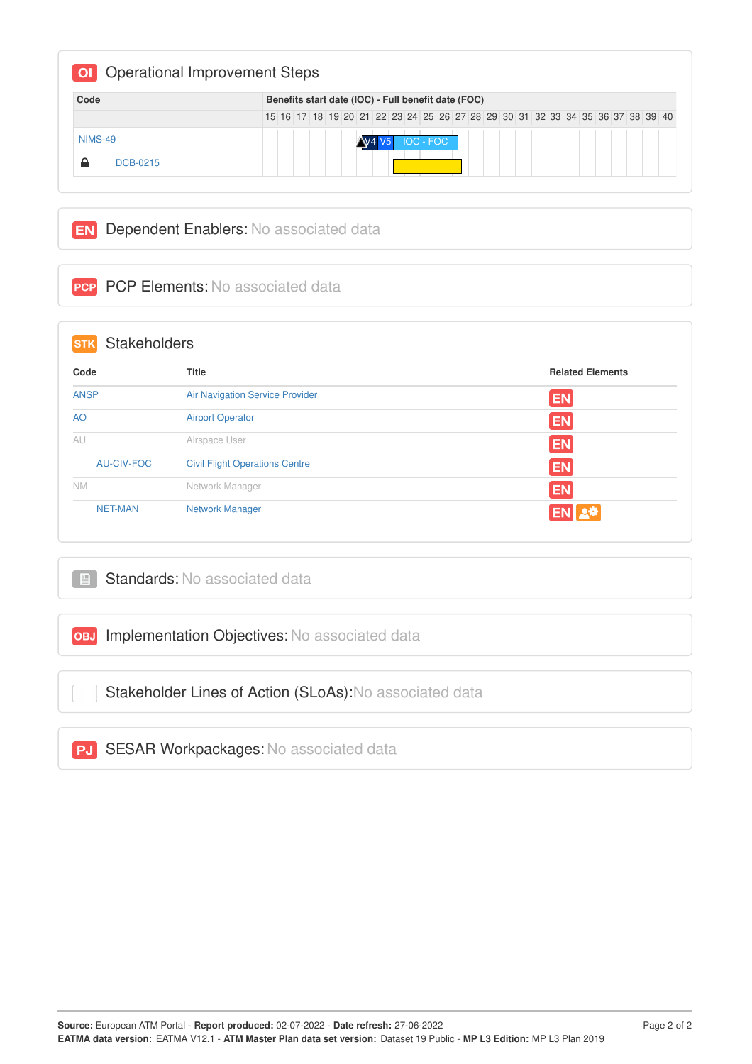## OI Operational Improvement Steps

| Code | Benefits start date (IOC) - Full benefit date (FOC) |
|---|---|
| | 15 16 17 18 19 20 21 22 23 24 25 26 27 28 29 30 31 32 33 34 35 36 37 38 39 40 |
| NIMS-49 | V4 V5 IOC - FOC |
| DCB-0215 | |

## EN Dependent Enablers: No associated data

## PCP PCP Elements: No associated data

## STK Stakeholders

| Code | Title | Related Elements |
|---|---|---|
| ANSP | Air Navigation Service Provider | EN |
| AO | Airport Operator | EN |
| AU | Airspace User | EN |
| AU-CIV-FOC | Civil Flight Operations Centre | EN |
| NM | Network Manager | EN |
| NET-MAN | Network Manager | EN |

## Standards: No associated data

## OBJ Implementation Objectives: No associated data

## Stakeholder Lines of Action (SLoAs): No associated data

## PJ SESAR Workpackages: No associated data

**Source:** European ATM Portal - **Report produced:** 02-07-2022 - **Date refresh:** 27-06-2022
**EATMA data version:** EATMA V12.1 - **ATM Master Plan data set version:** Dataset 19 Public - **MP L3 Edition:** MP L3 Plan 2019